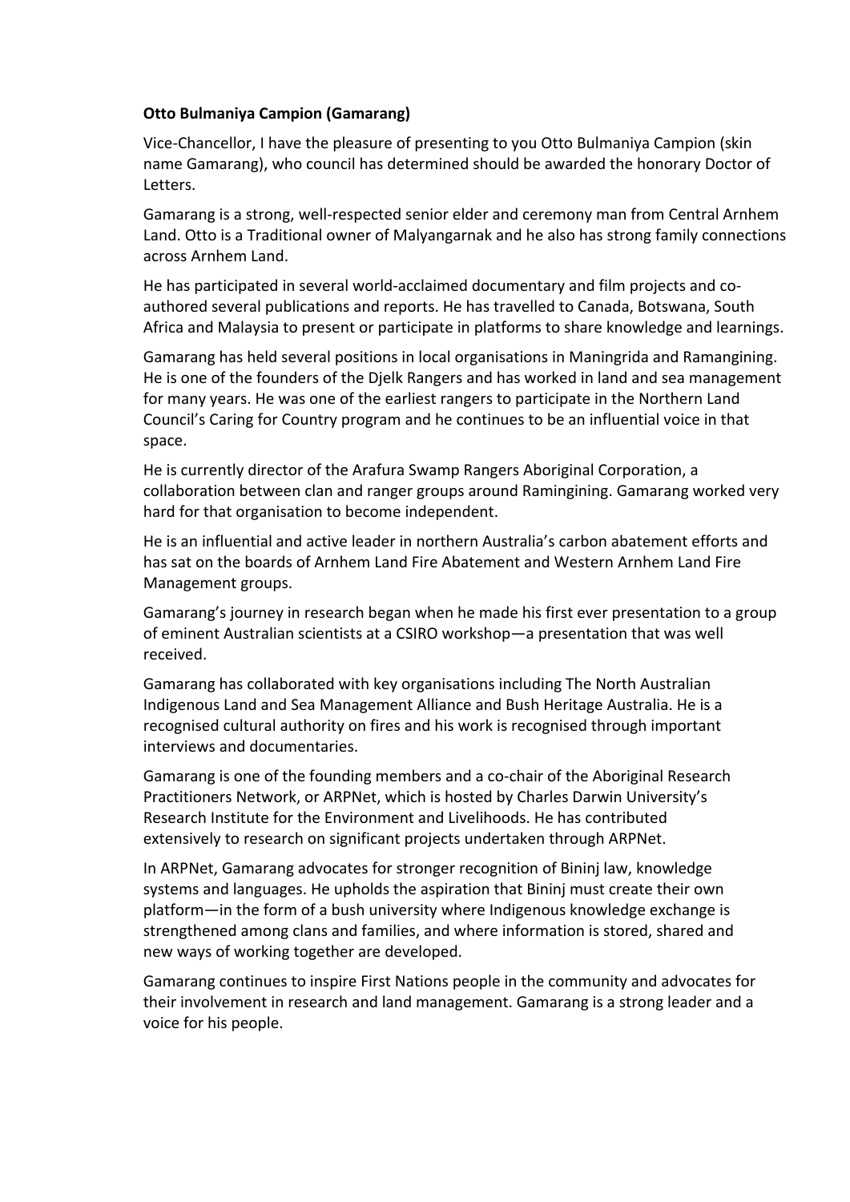**Otto Bulmaniya Campion (Gamarang)**

Vice-Chancellor, I have the pleasure of presenting to you Otto Bulmaniya Campion (skin name Gamarang), who council has determined should be awarded the honorary Doctor of Letters.

Gamarang is a strong, well-respected senior elder and ceremony man from Central Arnhem Land. Otto is a Traditional owner of Malyangarnak and he also has strong family connections across Arnhem Land.

He has participated in several world-acclaimed documentary and film projects and co-authored several publications and reports. He has travelled to Canada, Botswana, South Africa and Malaysia to present or participate in platforms to share knowledge and learnings.

Gamarang has held several positions in local organisations in Maningrida and Ramangining. He is one of the founders of the Djelk Rangers and has worked in land and sea management for many years. He was one of the earliest rangers to participate in the Northern Land Council's Caring for Country program and he continues to be an influential voice in that space.

He is currently director of the Arafura Swamp Rangers Aboriginal Corporation, a collaboration between clan and ranger groups around Ramingining. Gamarang worked very hard for that organisation to become independent.

He is an influential and active leader in northern Australia's carbon abatement efforts and has sat on the boards of Arnhem Land Fire Abatement and Western Arnhem Land Fire Management groups.

Gamarang's journey in research began when he made his first ever presentation to a group of eminent Australian scientists at a CSIRO workshop—a presentation that was well received.

Gamarang has collaborated with key organisations including The North Australian Indigenous Land and Sea Management Alliance and Bush Heritage Australia. He is a recognised cultural authority on fires and his work is recognised through important interviews and documentaries.

Gamarang is one of the founding members and a co-chair of the Aboriginal Research Practitioners Network, or ARPNet, which is hosted by Charles Darwin University's Research Institute for the Environment and Livelihoods. He has contributed extensively to research on significant projects undertaken through ARPNet.

In ARPNet, Gamarang advocates for stronger recognition of Bininj law, knowledge systems and languages. He upholds the aspiration that Bininj must create their own platform—in the form of a bush university where Indigenous knowledge exchange is strengthened among clans and families, and where information is stored, shared and new ways of working together are developed.

Gamarang continues to inspire First Nations people in the community and advocates for their involvement in research and land management. Gamarang is a strong leader and a voice for his people.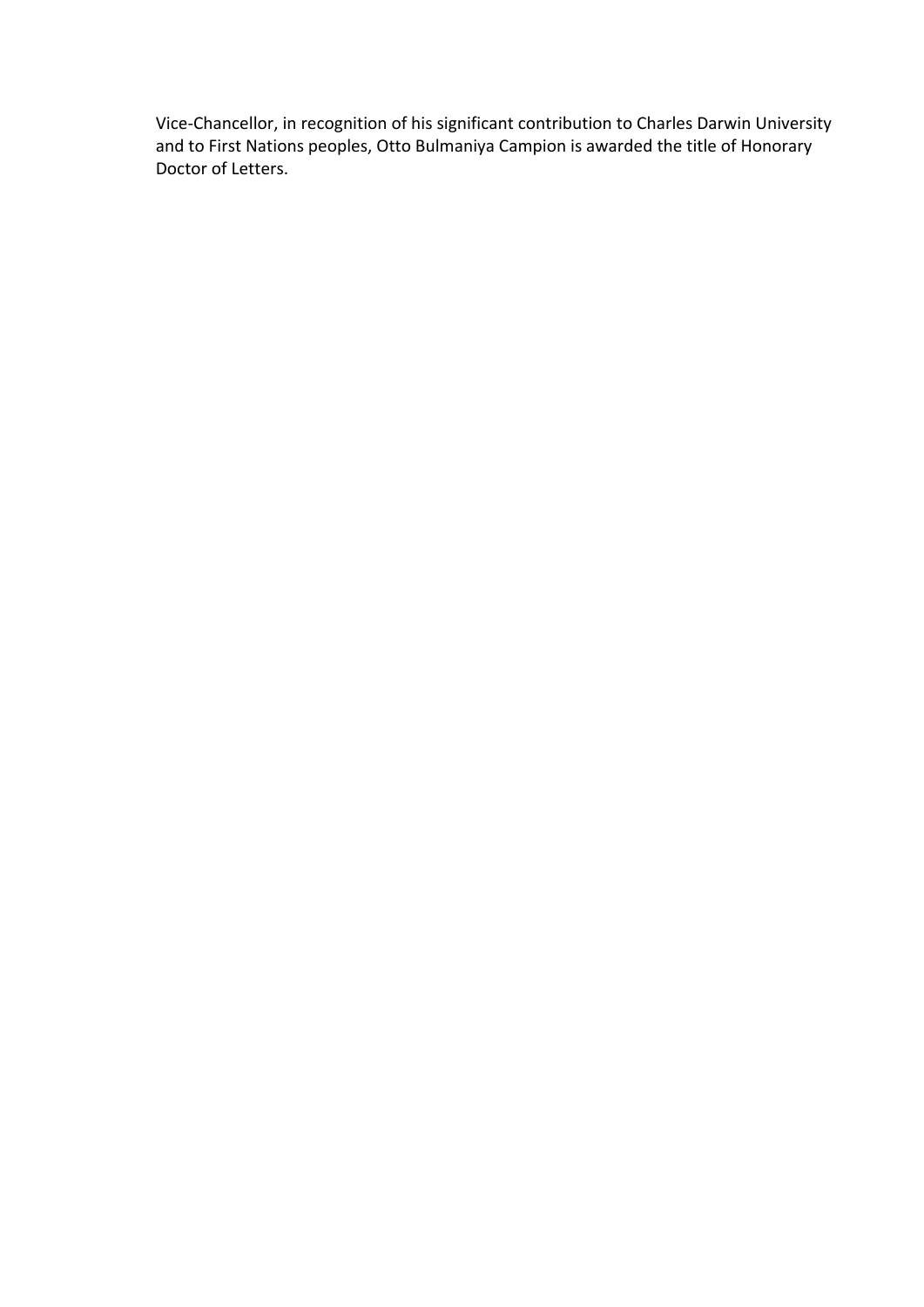Vice-Chancellor, in recognition of his significant contribution to Charles Darwin University and to First Nations peoples, Otto Bulmaniya Campion is awarded the title of Honorary Doctor of Letters.